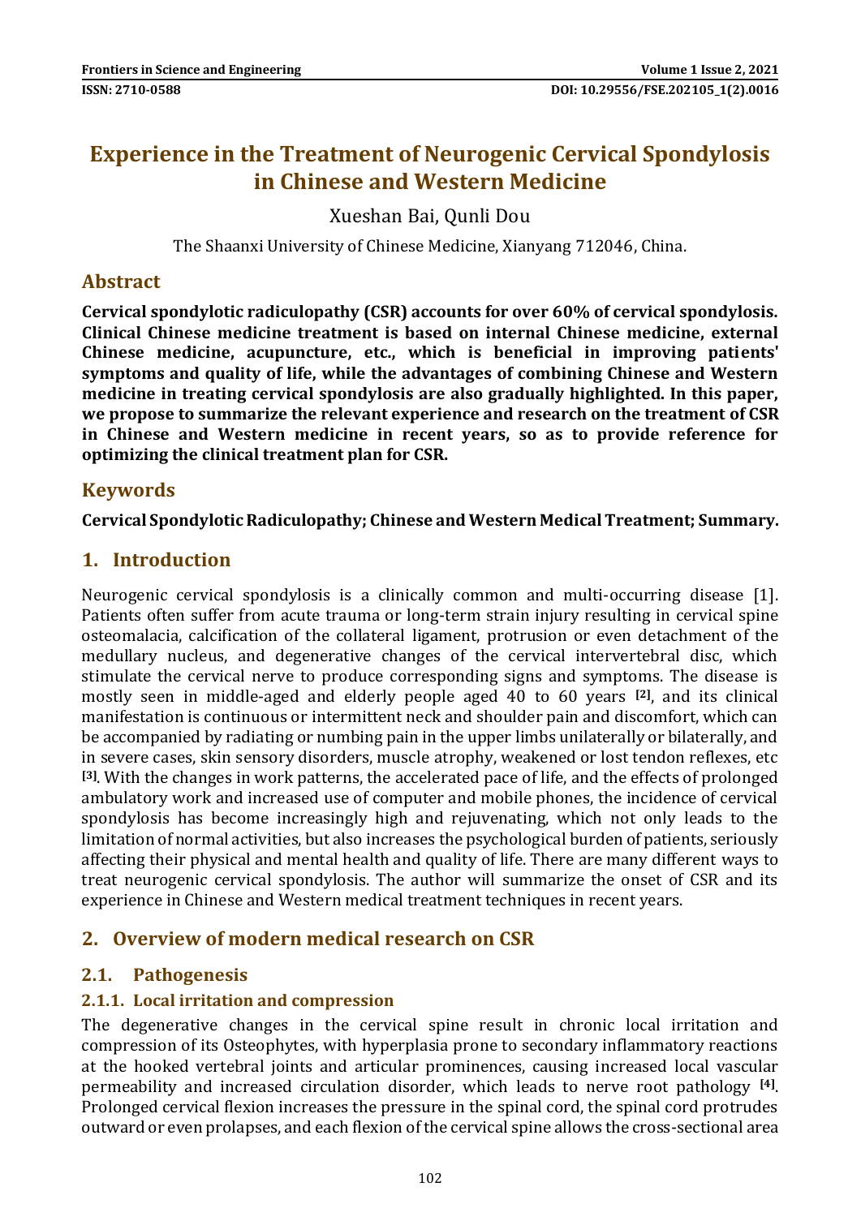# Experience in the Treatment of Neurogenic Cervical Spondylosis in Chinese and Western Medicine

Xueshan Bai, Qunli Dou

The Shaanxi University of Chinese Medicine, Xianyang 712046, China.

## Abstract

**Cervical spondylotic radiculopathy (CSR) accounts for over 60% of cervical spondylosis. Clinical Chinese medicine treatment is based on internal Chinese medicine, external Chinese medicine, acupuncture, etc., which is beneficial in improving patients' symptoms and quality of life, while the advantages of combining Chinese and Western medicine in treating cervical spondylosis are also gradually highlighted. In this paper, we propose to summarize the relevant experience and research on the treatment of CSR in Chinese and Western medicine in recent years, so as to provide reference for optimizing the clinical treatment plan for CSR.**

## Keywords

**Cervical Spondylotic Radiculopathy; Chinese and Western Medical Treatment; Summary.**

## 1. Introduction

Neurogenic cervical spondylosis is a clinically common and multi-occurring disease [1]. Patients often suffer from acute trauma or long-term strain injury resulting in cervical spine osteomalacia, calcification of the collateral ligament, protrusion or even detachment of the medullary nucleus, and degenerative changes of the cervical intervertebral disc, which stimulate the cervical nerve to produce corresponding signs and symptoms. The disease is mostly seen in middle-aged and elderly people aged 40 to 60 years [2], and its clinical manifestation is continuous or intermittent neck and shoulder pain and discomfort, which can be accompanied by radiating or numbing pain in the upper limbs unilaterally or bilaterally, and in severe cases, skin sensory disorders, muscle atrophy, weakened or lost tendon reflexes, etc [3]. With the changes in work patterns, the accelerated pace of life, and the effects of prolonged ambulatory work and increased use of computer and mobile phones, the incidence of cervical spondylosis has become increasingly high and rejuvenating, which not only leads to the limitation of normal activities, but also increases the psychological burden of patients, seriously affecting their physical and mental health and quality of life. There are many different ways to treat neurogenic cervical spondylosis. The author will summarize the onset of CSR and its experience in Chinese and Western medical treatment techniques in recent years.

## 2. Overview of modern medical research on CSR

### 2.1. Pathogenesis

#### 2.1.1. Local irritation and compression

The degenerative changes in the cervical spine result in chronic local irritation and compression of its Osteophytes, with hyperplasia prone to secondary inflammatory reactions at the hooked vertebral joints and articular prominences, causing increased local vascular permeability and increased circulation disorder, which leads to nerve root pathology [4]. Prolonged cervical flexion increases the pressure in the spinal cord, the spinal cord protrudes outward or even prolapses, and each flexion of the cervical spine allows the cross-sectional area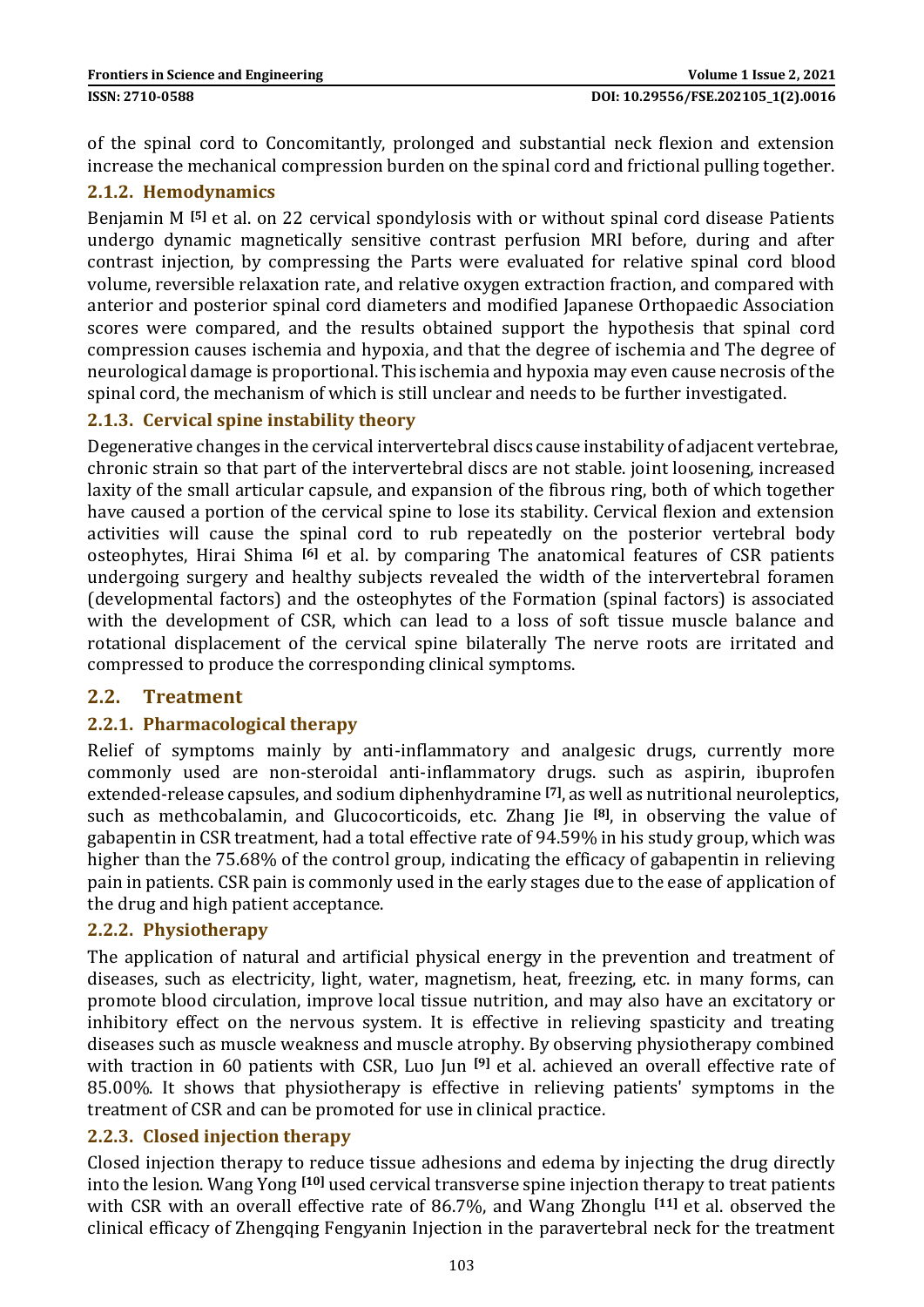of the spinal cord to Concomitantly, prolonged and substantial neck flexion and extension increase the mechanical compression burden on the spinal cord and frictional pulling together.

### 2.1.2. Hemodynamics

Benjamin M [5] et al. on 22 cervical spondylosis with or without spinal cord disease Patients undergo dynamic magnetically sensitive contrast perfusion MRI before, during and after contrast injection, by compressing the Parts were evaluated for relative spinal cord blood volume, reversible relaxation rate, and relative oxygen extraction fraction, and compared with anterior and posterior spinal cord diameters and modified Japanese Orthopaedic Association scores were compared, and the results obtained support the hypothesis that spinal cord compression causes ischemia and hypoxia, and that the degree of ischemia and The degree of neurological damage is proportional. This ischemia and hypoxia may even cause necrosis of the spinal cord, the mechanism of which is still unclear and needs to be further investigated.

### 2.1.3. Cervical spine instability theory

Degenerative changes in the cervical intervertebral discs cause instability of adjacent vertebrae, chronic strain so that part of the intervertebral discs are not stable. joint loosening, increased laxity of the small articular capsule, and expansion of the fibrous ring, both of which together have caused a portion of the cervical spine to lose its stability. Cervical flexion and extension activities will cause the spinal cord to rub repeatedly on the posterior vertebral body osteophytes, Hirai Shima [6] et al. by comparing The anatomical features of CSR patients undergoing surgery and healthy subjects revealed the width of the intervertebral foramen (developmental factors) and the osteophytes of the Formation (spinal factors) is associated with the development of CSR, which can lead to a loss of soft tissue muscle balance and rotational displacement of the cervical spine bilaterally The nerve roots are irritated and compressed to produce the corresponding clinical symptoms.

## 2.2. Treatment

### 2.2.1. Pharmacological therapy

Relief of symptoms mainly by anti-inflammatory and analgesic drugs, currently more commonly used are non-steroidal anti-inflammatory drugs. such as aspirin, ibuprofen extended-release capsules, and sodium diphenhydramine [7], as well as nutritional neuroleptics, such as methcobalamin, and Glucocorticoids, etc. Zhang Jie [8], in observing the value of gabapentin in CSR treatment, had a total effective rate of 94.59% in his study group, which was higher than the 75.68% of the control group, indicating the efficacy of gabapentin in relieving pain in patients. CSR pain is commonly used in the early stages due to the ease of application of the drug and high patient acceptance.

### 2.2.2. Physiotherapy

The application of natural and artificial physical energy in the prevention and treatment of diseases, such as electricity, light, water, magnetism, heat, freezing, etc. in many forms, can promote blood circulation, improve local tissue nutrition, and may also have an excitatory or inhibitory effect on the nervous system. It is effective in relieving spasticity and treating diseases such as muscle weakness and muscle atrophy. By observing physiotherapy combined with traction in 60 patients with CSR, Luo Jun [9] et al. achieved an overall effective rate of 85.00%. It shows that physiotherapy is effective in relieving patients' symptoms in the treatment of CSR and can be promoted for use in clinical practice.

### 2.2.3. Closed injection therapy

Closed injection therapy to reduce tissue adhesions and edema by injecting the drug directly into the lesion. Wang Yong [10] used cervical transverse spine injection therapy to treat patients with CSR with an overall effective rate of 86.7%, and Wang Zhonglu [11] et al. observed the clinical efficacy of Zhengqing Fengyanin Injection in the paravertebral neck for the treatment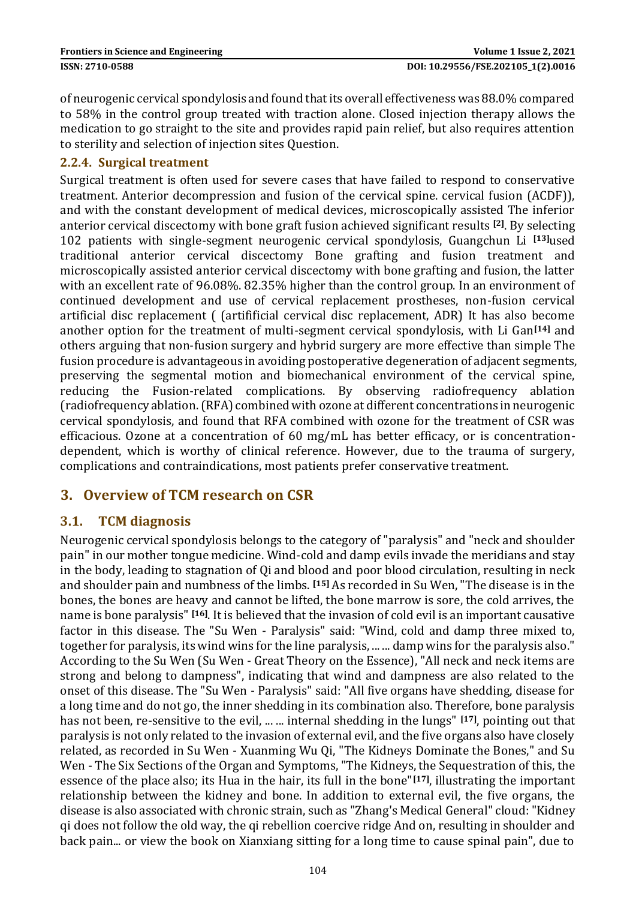of neurogenic cervical spondylosis and found that its overall effectiveness was 88.0% compared to 58% in the control group treated with traction alone. Closed injection therapy allows the medication to go straight to the site and provides rapid pain relief, but also requires attention to sterility and selection of injection sites Question.

### 2.2.4. Surgical treatment

Surgical treatment is often used for severe cases that have failed to respond to conservative treatment. Anterior decompression and fusion of the cervical spine. cervical fusion (ACDF)), and with the constant development of medical devices, microscopically assisted The inferior anterior cervical discectomy with bone graft fusion achieved significant results [2]. By selecting 102 patients with single-segment neurogenic cervical spondylosis, Guangchun Li [13]used traditional anterior cervical discectomy Bone grafting and fusion treatment and microscopically assisted anterior cervical discectomy with bone grafting and fusion, the latter with an excellent rate of 96.08%. 82.35% higher than the control group. In an environment of continued development and use of cervical replacement prostheses, non-fusion cervical artificial disc replacement ( (artifificial cervical disc replacement, ADR) It has also become another option for the treatment of multi-segment cervical spondylosis, with Li Gan[14] and others arguing that non-fusion surgery and hybrid surgery are more effective than simple The fusion procedure is advantageous in avoiding postoperative degeneration of adjacent segments, preserving the segmental motion and biomechanical environment of the cervical spine, reducing the Fusion-related complications. By observing radiofrequency ablation (radiofrequency ablation. (RFA) combined with ozone at different concentrations in neurogenic cervical spondylosis, and found that RFA combined with ozone for the treatment of CSR was efficacious. Ozone at a concentration of 60 mg/mL has better efficacy, or is concentration-dependent, which is worthy of clinical reference. However, due to the trauma of surgery, complications and contraindications, most patients prefer conservative treatment.

## 3. Overview of TCM research on CSR

### 3.1. TCM diagnosis

Neurogenic cervical spondylosis belongs to the category of "paralysis" and "neck and shoulder pain" in our mother tongue medicine. Wind-cold and damp evils invade the meridians and stay in the body, leading to stagnation of Qi and blood and poor blood circulation, resulting in neck and shoulder pain and numbness of the limbs. [15] As recorded in Su Wen, "The disease is in the bones, the bones are heavy and cannot be lifted, the bone marrow is sore, the cold arrives, the name is bone paralysis" [16]. It is believed that the invasion of cold evil is an important causative factor in this disease. The "Su Wen - Paralysis" said: "Wind, cold and damp three mixed to, together for paralysis, its wind wins for the line paralysis, ... ... damp wins for the paralysis also." According to the Su Wen (Su Wen - Great Theory on the Essence), "All neck and neck items are strong and belong to dampness", indicating that wind and dampness are also related to the onset of this disease. The "Su Wen - Paralysis" said: "All five organs have shedding, disease for a long time and do not go, the inner shedding in its combination also. Therefore, bone paralysis has not been, re-sensitive to the evil, ... ... internal shedding in the lungs" [17], pointing out that paralysis is not only related to the invasion of external evil, and the five organs also have closely related, as recorded in Su Wen - Xuanming Wu Qi, "The Kidneys Dominate the Bones," and Su Wen - The Six Sections of the Organ and Symptoms, "The Kidneys, the Sequestration of this, the essence of the place also; its Hua in the hair, its full in the bone"[17], illustrating the important relationship between the kidney and bone. In addition to external evil, the five organs, the disease is also associated with chronic strain, such as "Zhang's Medical General" cloud: "Kidney qi does not follow the old way, the qi rebellion coercive ridge And on, resulting in shoulder and back pain... or view the book on Xianxiang sitting for a long time to cause spinal pain", due to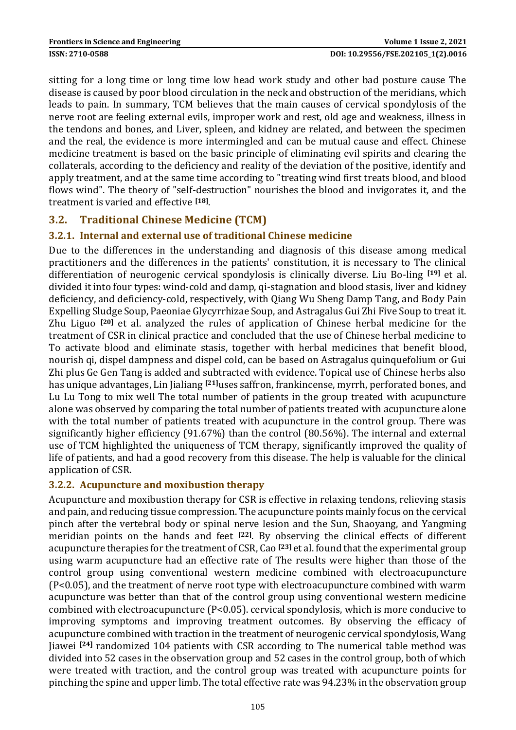sitting for a long time or long time low head work study and other bad posture cause The disease is caused by poor blood circulation in the neck and obstruction of the meridians, which leads to pain. In summary, TCM believes that the main causes of cervical spondylosis of the nerve root are feeling external evils, improper work and rest, old age and weakness, illness in the tendons and bones, and Liver, spleen, and kidney are related, and between the specimen and the real, the evidence is more intermingled and can be mutual cause and effect. Chinese medicine treatment is based on the basic principle of eliminating evil spirits and clearing the collaterals, according to the deficiency and reality of the deviation of the positive, identify and apply treatment, and at the same time according to "treating wind first treats blood, and blood flows wind". The theory of "self-destruction" nourishes the blood and invigorates it, and the treatment is varied and effective [18].

## 3.2. Traditional Chinese Medicine (TCM)

### 3.2.1. Internal and external use of traditional Chinese medicine

Due to the differences in the understanding and diagnosis of this disease among medical practitioners and the differences in the patients' constitution, it is necessary to The clinical differentiation of neurogenic cervical spondylosis is clinically diverse. Liu Bo-ling [19] et al. divided it into four types: wind-cold and damp, qi-stagnation and blood stasis, liver and kidney deficiency, and deficiency-cold, respectively, with Qiang Wu Sheng Damp Tang, and Body Pain Expelling Sludge Soup, Paeoniae Glycyrrhizae Soup, and Astragalus Gui Zhi Five Soup to treat it. Zhu Liguo [20] et al. analyzed the rules of application of Chinese herbal medicine for the treatment of CSR in clinical practice and concluded that the use of Chinese herbal medicine to To activate blood and eliminate stasis, together with herbal medicines that benefit blood, nourish qi, dispel dampness and dispel cold, can be based on Astragalus quinquefolium or Gui Zhi plus Ge Gen Tang is added and subtracted with evidence. Topical use of Chinese herbs also has unique advantages, Lin Jialiang [21]uses saffron, frankincense, myrrh, perforated bones, and Lu Lu Tong to mix well The total number of patients in the group treated with acupuncture alone was observed by comparing the total number of patients treated with acupuncture alone with the total number of patients treated with acupuncture in the control group. There was significantly higher efficiency (91.67%) than the control (80.56%). The internal and external use of TCM highlighted the uniqueness of TCM therapy, significantly improved the quality of life of patients, and had a good recovery from this disease. The help is valuable for the clinical application of CSR.

### 3.2.2. Acupuncture and moxibustion therapy

Acupuncture and moxibustion therapy for CSR is effective in relaxing tendons, relieving stasis and pain, and reducing tissue compression. The acupuncture points mainly focus on the cervical pinch after the vertebral body or spinal nerve lesion and the Sun, Shaoyang, and Yangming meridian points on the hands and feet [22]. By observing the clinical effects of different acupuncture therapies for the treatment of CSR, Cao [23] et al. found that the experimental group using warm acupuncture had an effective rate of The results were higher than those of the control group using conventional western medicine combined with electroacupuncture ($P<0.05$), and the treatment of nerve root type with electroacupuncture combined with warm acupuncture was better than that of the control group using conventional western medicine combined with electroacupuncture ($P<0.05$). cervical spondylosis, which is more conducive to improving symptoms and improving treatment outcomes. By observing the efficacy of acupuncture combined with traction in the treatment of neurogenic cervical spondylosis, Wang Jiawei [24] randomized 104 patients with CSR according to The numerical table method was divided into 52 cases in the observation group and 52 cases in the control group, both of which were treated with traction, and the control group was treated with acupuncture points for pinching the spine and upper limb. The total effective rate was 94.23% in the observation group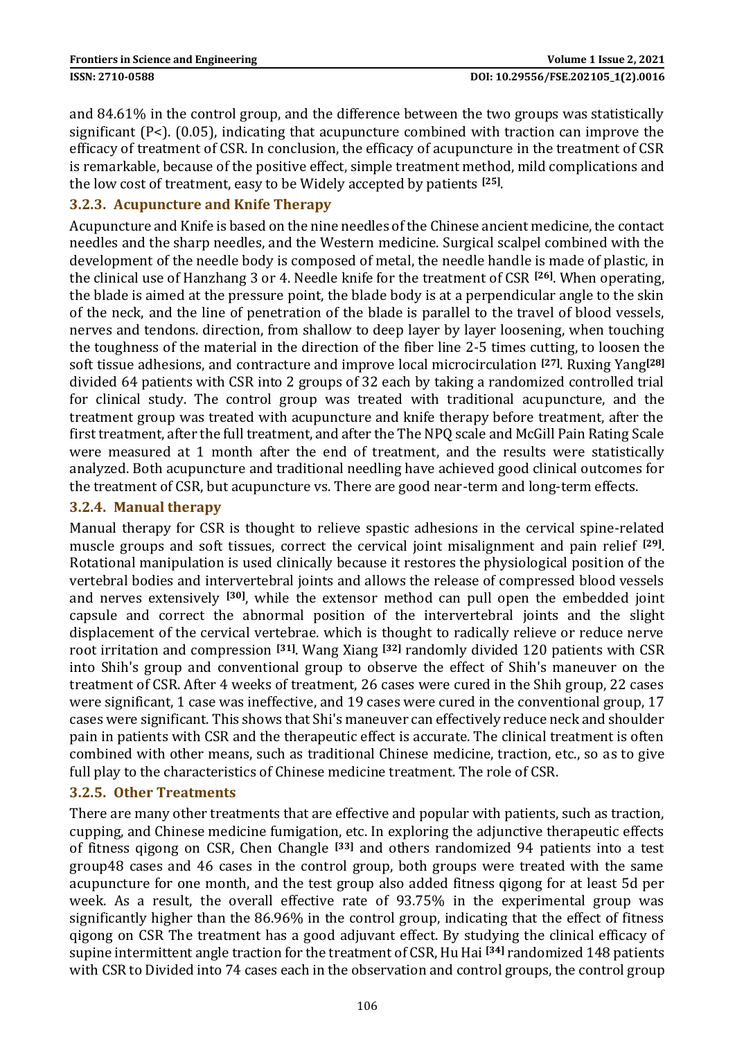and 84.61% in the control group, and the difference between the two groups was statistically significant (P<). (0.05), indicating that acupuncture combined with traction can improve the efficacy of treatment of CSR. In conclusion, the efficacy of acupuncture in the treatment of CSR is remarkable, because of the positive effect, simple treatment method, mild complications and the low cost of treatment, easy to be Widely accepted by patients [25].

### 3.2.3. Acupuncture and Knife Therapy

Acupuncture and Knife is based on the nine needles of the Chinese ancient medicine, the contact needles and the sharp needles, and the Western medicine. Surgical scalpel combined with the development of the needle body is composed of metal, the needle handle is made of plastic, in the clinical use of Hanzhang 3 or 4. Needle knife for the treatment of CSR [26]. When operating, the blade is aimed at the pressure point, the blade body is at a perpendicular angle to the skin of the neck, and the line of penetration of the blade is parallel to the travel of blood vessels, nerves and tendons. direction, from shallow to deep layer by layer loosening, when touching the toughness of the material in the direction of the fiber line 2-5 times cutting, to loosen the soft tissue adhesions, and contracture and improve local microcirculation [27]. Ruxing Yang[28] divided 64 patients with CSR into 2 groups of 32 each by taking a randomized controlled trial for clinical study. The control group was treated with traditional acupuncture, and the treatment group was treated with acupuncture and knife therapy before treatment, after the first treatment, after the full treatment, and after the The NPQ scale and McGill Pain Rating Scale were measured at 1 month after the end of treatment, and the results were statistically analyzed. Both acupuncture and traditional needling have achieved good clinical outcomes for the treatment of CSR, but acupuncture vs. There are good near-term and long-term effects.

### 3.2.4. Manual therapy

Manual therapy for CSR is thought to relieve spastic adhesions in the cervical spine-related muscle groups and soft tissues, correct the cervical joint misalignment and pain relief [29]. Rotational manipulation is used clinically because it restores the physiological position of the vertebral bodies and intervertebral joints and allows the release of compressed blood vessels and nerves extensively [30], while the extensor method can pull open the embedded joint capsule and correct the abnormal position of the intervertebral joints and the slight displacement of the cervical vertebrae. which is thought to radically relieve or reduce nerve root irritation and compression [31]. Wang Xiang [32] randomly divided 120 patients with CSR into Shih's group and conventional group to observe the effect of Shih's maneuver on the treatment of CSR. After 4 weeks of treatment, 26 cases were cured in the Shih group, 22 cases were significant, 1 case was ineffective, and 19 cases were cured in the conventional group, 17 cases were significant. This shows that Shi's maneuver can effectively reduce neck and shoulder pain in patients with CSR and the therapeutic effect is accurate. The clinical treatment is often combined with other means, such as traditional Chinese medicine, traction, etc., so as to give full play to the characteristics of Chinese medicine treatment. The role of CSR.

### 3.2.5. Other Treatments

There are many other treatments that are effective and popular with patients, such as traction, cupping, and Chinese medicine fumigation, etc. In exploring the adjunctive therapeutic effects of fitness qigong on CSR, Chen Changle [33] and others randomized 94 patients into a test group48 cases and 46 cases in the control group, both groups were treated with the same acupuncture for one month, and the test group also added fitness qigong for at least 5d per week. As a result, the overall effective rate of 93.75% in the experimental group was significantly higher than the 86.96% in the control group, indicating that the effect of fitness qigong on CSR The treatment has a good adjuvant effect. By studying the clinical efficacy of supine intermittent angle traction for the treatment of CSR, Hu Hai [34] randomized 148 patients with CSR to Divided into 74 cases each in the observation and control groups, the control group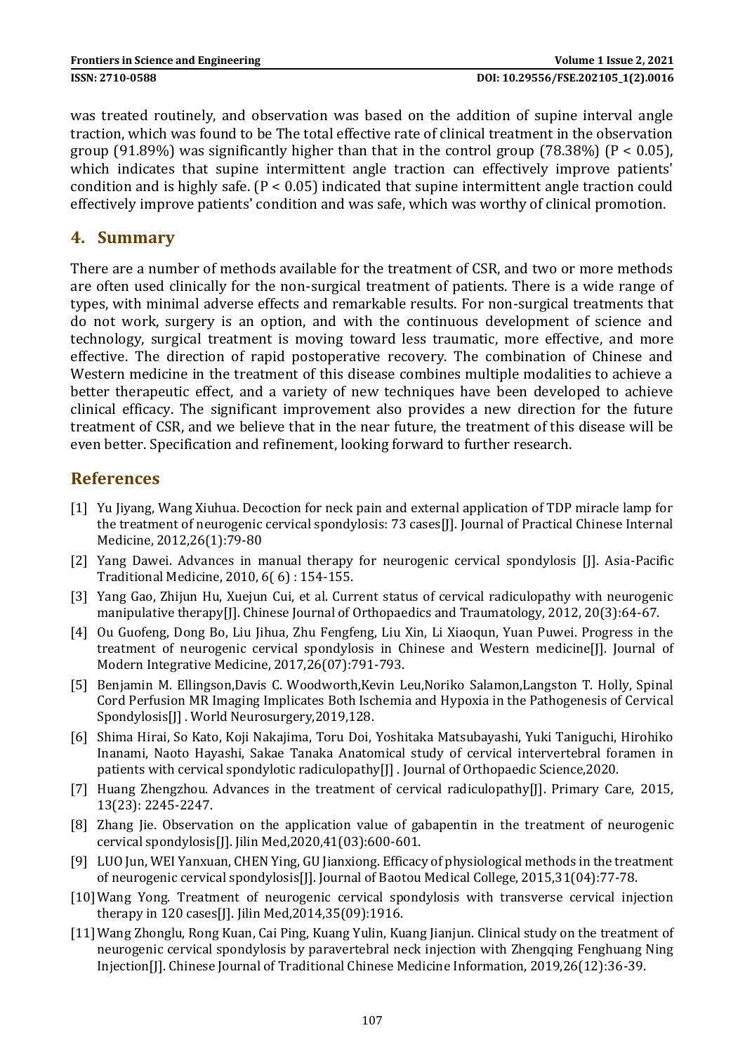was treated routinely, and observation was based on the addition of supine interval angle traction, which was found to be The total effective rate of clinical treatment in the observation group (91.89%) was significantly higher than that in the control group (78.38%) ($P < 0.05$), which indicates that supine intermittent angle traction can effectively improve patients' condition and is highly safe. ($P < 0.05$) indicated that supine intermittent angle traction could effectively improve patients' condition and was safe, which was worthy of clinical promotion.

## 4. Summary

There are a number of methods available for the treatment of CSR, and two or more methods are often used clinically for the non-surgical treatment of patients. There is a wide range of types, with minimal adverse effects and remarkable results. For non-surgical treatments that do not work, surgery is an option, and with the continuous development of science and technology, surgical treatment is moving toward less traumatic, more effective, and more effective. The direction of rapid postoperative recovery. The combination of Chinese and Western medicine in the treatment of this disease combines multiple modalities to achieve a better therapeutic effect, and a variety of new techniques have been developed to achieve clinical efficacy. The significant improvement also provides a new direction for the future treatment of CSR, and we believe that in the near future, the treatment of this disease will be even better. Specification and refinement, looking forward to further research.

## References

[1] Yu Jiyang, Wang Xiuhua. Decoction for neck pain and external application of TDP miracle lamp for the treatment of neurogenic cervical spondylosis: 73 cases[J]. Journal of Practical Chinese Internal Medicine, 2012,26(1):79-80

[2] Yang Dawei. Advances in manual therapy for neurogenic cervical spondylosis [J]. Asia-Pacific Traditional Medicine, 2010, 6( 6) : 154-155.

[3] Yang Gao, Zhijun Hu, Xuejun Cui, et al. Current status of cervical radiculopathy with neurogenic manipulative therapy[J]. Chinese Journal of Orthopaedics and Traumatology, 2012, 20(3):64-67.

[4] Ou Guofeng, Dong Bo, Liu Jihua, Zhu Fengfeng, Liu Xin, Li Xiaoqun, Yuan Puwei. Progress in the treatment of neurogenic cervical spondylosis in Chinese and Western medicine[J]. Journal of Modern Integrative Medicine, 2017,26(07):791-793.

[5] Benjamin M. Ellingson,Davis C. Woodworth,Kevin Leu,Noriko Salamon,Langston T. Holly, Spinal Cord Perfusion MR Imaging Implicates Both Ischemia and Hypoxia in the Pathogenesis of Cervical Spondylosis[J] . World Neurosurgery,2019,128.

[6] Shima Hirai, So Kato, Koji Nakajima, Toru Doi, Yoshitaka Matsubayashi, Yuki Taniguchi, Hirohiko Inanami, Naoto Hayashi, Sakae Tanaka Anatomical study of cervical intervertebral foramen in patients with cervical spondylotic radiculopathy[J] . Journal of Orthopaedic Science,2020.

[7] Huang Zhengzhou. Advances in the treatment of cervical radiculopathy[J]. Primary Care, 2015, 13(23): 2245-2247.

[8] Zhang Jie. Observation on the application value of gabapentin in the treatment of neurogenic cervical spondylosis[J]. Jilin Med,2020,41(03):600-601.

[9] LUO Jun, WEI Yanxuan, CHEN Ying, GU Jianxiong. Efficacy of physiological methods in the treatment of neurogenic cervical spondylosis[J]. Journal of Baotou Medical College, 2015,31(04):77-78.

[10] Wang Yong. Treatment of neurogenic cervical spondylosis with transverse cervical injection therapy in 120 cases[J]. Jilin Med,2014,35(09):1916.

[11] Wang Zhonglu, Rong Kuan, Cai Ping, Kuang Yulin, Kuang Jianjun. Clinical study on the treatment of neurogenic cervical spondylosis by paravertebral neck injection with Zhengqing Fenghuang Ning Injection[J]. Chinese Journal of Traditional Chinese Medicine Information, 2019,26(12):36-39.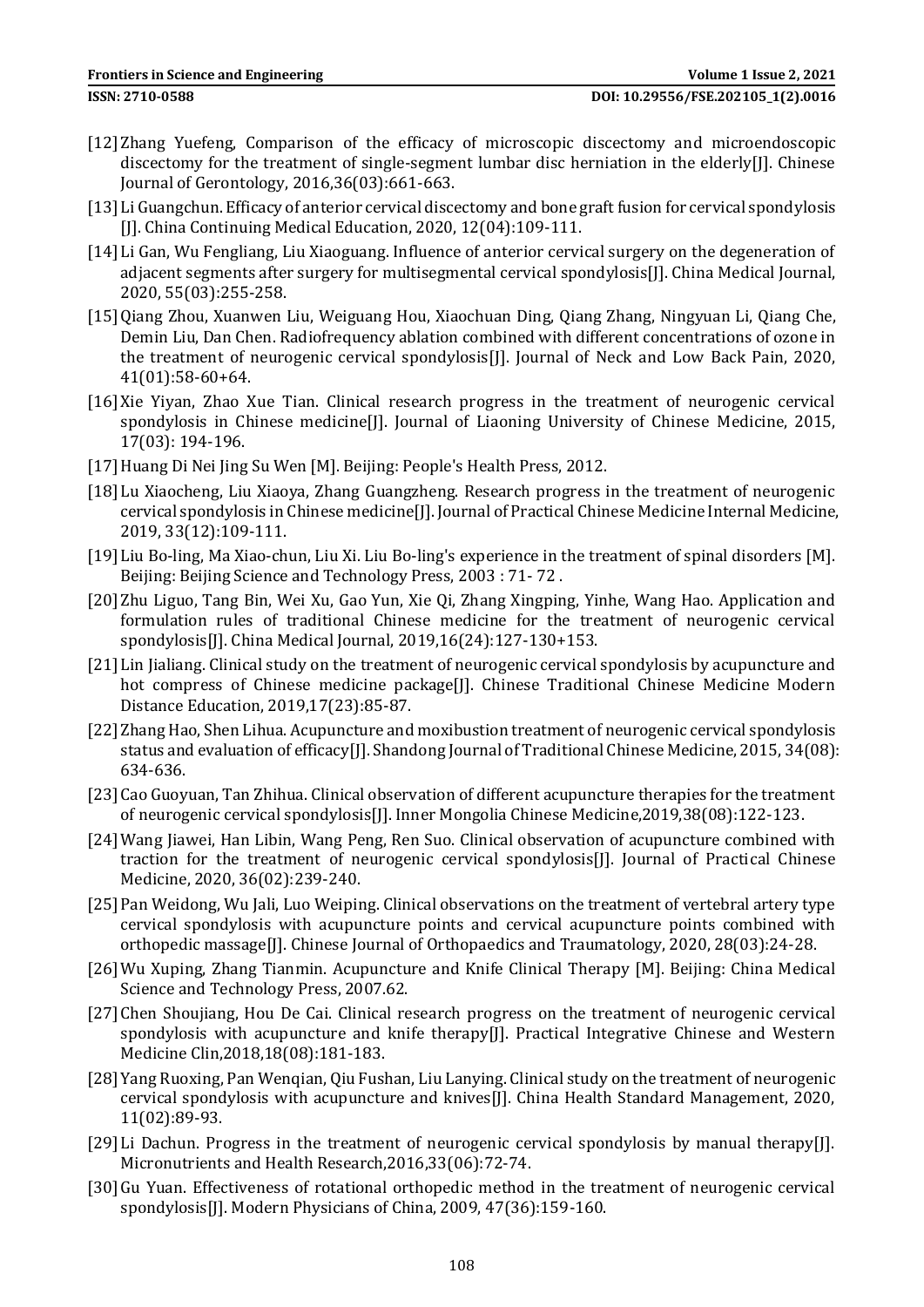[12] Zhang Yuefeng, Comparison of the efficacy of microscopic discectomy and microendoscopic discectomy for the treatment of single-segment lumbar disc herniation in the elderly[J]. Chinese Journal of Gerontology, 2016,36(03):661-663.

[13] Li Guangchun. Efficacy of anterior cervical discectomy and bone graft fusion for cervical spondylosis [J]. China Continuing Medical Education, 2020, 12(04):109-111.

[14] Li Gan, Wu Fengliang, Liu Xiaoguang. Influence of anterior cervical surgery on the degeneration of adjacent segments after surgery for multisegmental cervical spondylosis[J]. China Medical Journal, 2020, 55(03):255-258.

[15] Qiang Zhou, Xuanwen Liu, Weiguang Hou, Xiaochuan Ding, Qiang Zhang, Ningyuan Li, Qiang Che, Demin Liu, Dan Chen. Radiofrequency ablation combined with different concentrations of ozone in the treatment of neurogenic cervical spondylosis[J]. Journal of Neck and Low Back Pain, 2020, 41(01):58-60+64.

[16] Xie Yiyan, Zhao Xue Tian. Clinical research progress in the treatment of neurogenic cervical spondylosis in Chinese medicine[J]. Journal of Liaoning University of Chinese Medicine, 2015, 17(03): 194-196.

[17] Huang Di Nei Jing Su Wen [M]. Beijing: People's Health Press, 2012.

[18] Lu Xiaocheng, Liu Xiaoya, Zhang Guangzheng. Research progress in the treatment of neurogenic cervical spondylosis in Chinese medicine[J]. Journal of Practical Chinese Medicine Internal Medicine, 2019, 33(12):109-111.

[19] Liu Bo-ling, Ma Xiao-chun, Liu Xi. Liu Bo-ling's experience in the treatment of spinal disorders [M]. Beijing: Beijing Science and Technology Press, 2003 : 71- 72 .

[20] Zhu Liguo, Tang Bin, Wei Xu, Gao Yun, Xie Qi, Zhang Xingping, Yinhe, Wang Hao. Application and formulation rules of traditional Chinese medicine for the treatment of neurogenic cervical spondylosis[J]. China Medical Journal, 2019,16(24):127-130+153.

[21] Lin Jialiang. Clinical study on the treatment of neurogenic cervical spondylosis by acupuncture and hot compress of Chinese medicine package[J]. Chinese Traditional Chinese Medicine Modern Distance Education, 2019,17(23):85-87.

[22] Zhang Hao, Shen Lihua. Acupuncture and moxibustion treatment of neurogenic cervical spondylosis status and evaluation of efficacy[J]. Shandong Journal of Traditional Chinese Medicine, 2015, 34(08): 634-636.

[23] Cao Guoyuan, Tan Zhihua. Clinical observation of different acupuncture therapies for the treatment of neurogenic cervical spondylosis[J]. Inner Mongolia Chinese Medicine,2019,38(08):122-123.

[24] Wang Jiawei, Han Libin, Wang Peng, Ren Suo. Clinical observation of acupuncture combined with traction for the treatment of neurogenic cervical spondylosis[J]. Journal of Practical Chinese Medicine, 2020, 36(02):239-240.

[25] Pan Weidong, Wu Jali, Luo Weiping. Clinical observations on the treatment of vertebral artery type cervical spondylosis with acupuncture points and cervical acupuncture points combined with orthopedic massage[J]. Chinese Journal of Orthopaedics and Traumatology, 2020, 28(03):24-28.

[26] Wu Xuping, Zhang Tianmin. Acupuncture and Knife Clinical Therapy [M]. Beijing: China Medical Science and Technology Press, 2007.62.

[27] Chen Shoujiang, Hou De Cai. Clinical research progress on the treatment of neurogenic cervical spondylosis with acupuncture and knife therapy[J]. Practical Integrative Chinese and Western Medicine Clin,2018,18(08):181-183.

[28] Yang Ruoxing, Pan Wenqian, Qiu Fushan, Liu Lanying. Clinical study on the treatment of neurogenic cervical spondylosis with acupuncture and knives[J]. China Health Standard Management, 2020, 11(02):89-93.

[29] Li Dachun. Progress in the treatment of neurogenic cervical spondylosis by manual therapy[J]. Micronutrients and Health Research,2016,33(06):72-74.

[30] Gu Yuan. Effectiveness of rotational orthopedic method in the treatment of neurogenic cervical spondylosis[J]. Modern Physicians of China, 2009, 47(36):159-160.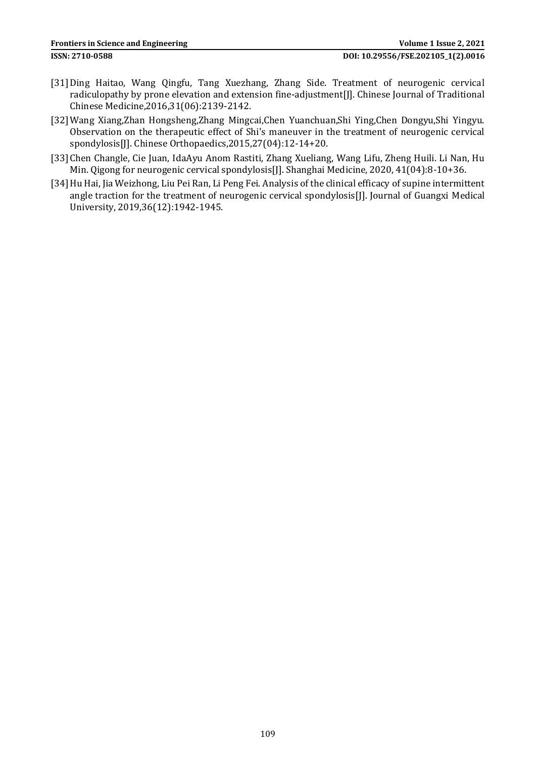[31] Ding Haitao, Wang Qingfu, Tang Xuezhang, Zhang Side. Treatment of neurogenic cervical radiculopathy by prone elevation and extension fine-adjustment[J]. Chinese Journal of Traditional Chinese Medicine,2016,31(06):2139-2142.

[32] Wang Xiang,Zhan Hongsheng,Zhang Mingcai,Chen Yuanchuan,Shi Ying,Chen Dongyu,Shi Yingyu. Observation on the therapeutic effect of Shi's maneuver in the treatment of neurogenic cervical spondylosis[J]. Chinese Orthopaedics,2015,27(04):12-14+20.

[33] Chen Changle, Cie Juan, IdaAyu Anom Rastiti, Zhang Xueliang, Wang Lifu, Zheng Huili. Li Nan, Hu Min. Qigong for neurogenic cervical spondylosis[J]. Shanghai Medicine, 2020, 41(04):8-10+36.

[34] Hu Hai, Jia Weizhong, Liu Pei Ran, Li Peng Fei. Analysis of the clinical efficacy of supine intermittent angle traction for the treatment of neurogenic cervical spondylosis[J]. Journal of Guangxi Medical University, 2019,36(12):1942-1945.